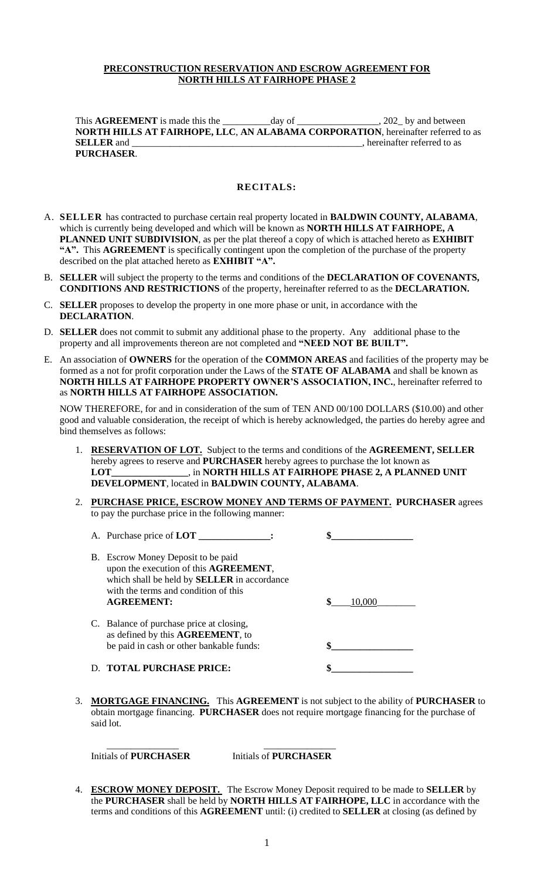**PRECONSTRUCTION RESERVATION AND ESCROW AGREEMENT FOR NORTH HILLS AT FAIRHOPE PHASE 2**

This **AGREEMENT** is made this the __________day of _________________, 202_ by and between **NORTH HILLS AT FAIRHOPE, LLC**, **AN ALABAMA CORPORATION**, hereinafter referred to as **SELLER** and __________________________________________________, hereinafter referred to as **PURCHASER**.

**RECITALS:**

A. **SELLER** has contracted to purchase certain real property located in **BALDWIN COUNTY, ALABAMA**, which is currently being developed and which will be known as **NORTH HILLS AT FAIRHOPE, A PLANNED UNIT SUBDIVISION**, as per the plat thereof a copy of which is attached hereto as **EXHIBIT "A".** This **AGREEMENT** is specifically contingent upon the completion of the purchase of the property described on the plat attached hereto as **EXHIBIT "A".**

B. **SELLER** will subject the property to the terms and conditions of the **DECLARATION OF COVENANTS, CONDITIONS AND RESTRICTIONS** of the property, hereinafter referred to as the **DECLARATION.**

C. **SELLER** proposes to develop the property in one more phase or unit, in accordance with the **DECLARATION**.

D. **SELLER** does not commit to submit any additional phase to the property. Any additional phase to the property and all improvements thereon are not completed and **"NEED NOT BE BUILT".**

E. An association of **OWNERS** for the operation of the **COMMON AREAS** and facilities of the property may be formed as a not for profit corporation under the Laws of the **STATE OF ALABAMA** and shall be known as **NORTH HILLS AT FAIRHOPE PROPERTY OWNER'S ASSOCIATION, INC.**, hereinafter referred to as **NORTH HILLS AT FAIRHOPE ASSOCIATION.**

NOW THEREFORE, for and in consideration of the sum of TEN AND 00/100 DOLLARS ($10.00) and other good and valuable consideration, the receipt of which is hereby acknowledged, the parties do hereby agree and bind themselves as follows:

1. **RESERVATION OF LOT.** Subject to the terms and conditions of the **AGREEMENT, SELLER** hereby agrees to reserve and **PURCHASER** hereby agrees to purchase the lot known as **LOT________________**, in **NORTH HILLS AT FAIRHOPE PHASE 2, A PLANNED UNIT DEVELOPMENT**, located in **BALDWIN COUNTY, ALABAMA**.

2. **PURCHASE PRICE, ESCROW MONEY AND TERMS OF PAYMENT. PURCHASER** agrees to pay the purchase price in the following manner:

   A. Purchase price of **LOT ______________:** $_________________

   B. Escrow Money Deposit to be paid upon the execution of this **AGREEMENT**, which shall be held by **SELLER** in accordance with the terms and condition of this **AGREEMENT:** $ 10,000

   C. Balance of purchase price at closing, as defined by this **AGREEMENT**, to be paid in cash or other bankable funds: $_________________

   D. **TOTAL PURCHASE PRICE:** $_________________

3. **MORTGAGE FINANCING.** This **AGREEMENT** is not subject to the ability of **PURCHASER** to obtain mortgage financing. **PURCHASER** does not require mortgage financing for the purchase of said lot.

_______________ _______________
Initials of **PURCHASER** Initials of **PURCHASER**

4. **ESCROW MONEY DEPOSIT.** The Escrow Money Deposit required to be made to **SELLER** by the **PURCHASER** shall be held by **NORTH HILLS AT FAIRHOPE, LLC** in accordance with the terms and conditions of this **AGREEMENT** until: (i) credited to **SELLER** at closing (as defined by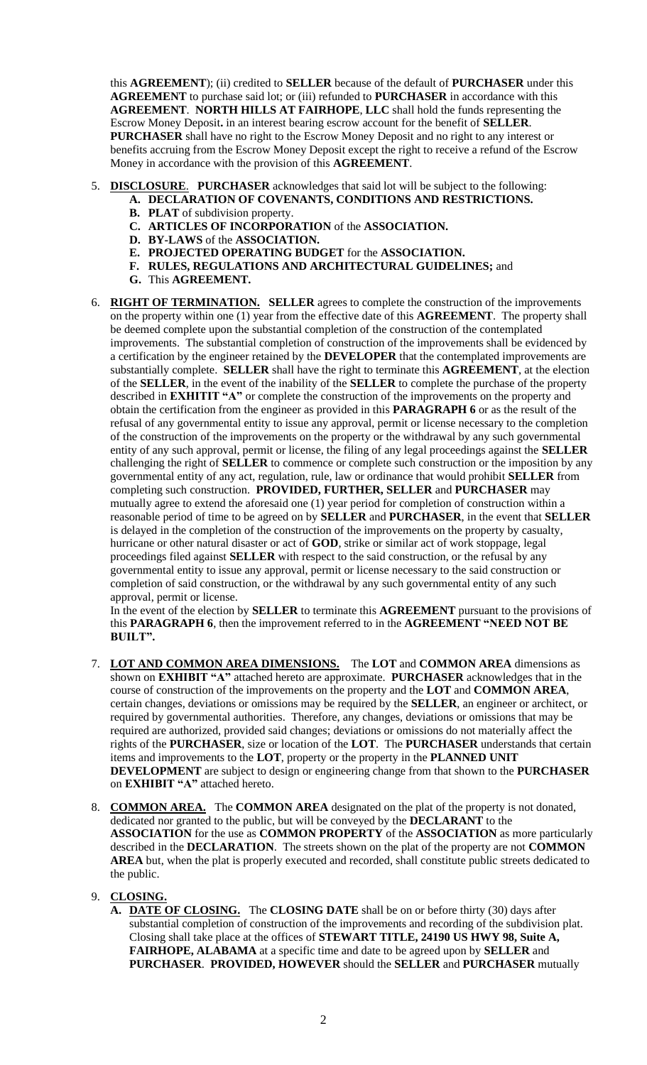this **AGREEMENT**); (ii) credited to **SELLER** because of the default of **PURCHASER** under this **AGREEMENT** to purchase said lot; or (iii) refunded to **PURCHASER** in accordance with this **AGREEMENT**. **NORTH HILLS AT FAIRHOPE, LLC** shall hold the funds representing the Escrow Money Deposit**.** in an interest bearing escrow account for the benefit of **SELLER**. **PURCHASER** shall have no right to the Escrow Money Deposit and no right to any interest or benefits accruing from the Escrow Money Deposit except the right to receive a refund of the Escrow Money in accordance with the provision of this **AGREEMENT**.

5. **DISCLOSURE**. **PURCHASER** acknowledges that said lot will be subject to the following:
   - **A. DECLARATION OF COVENANTS, CONDITIONS AND RESTRICTIONS.**
   - **B. PLAT** of subdivision property.
   - **C. ARTICLES OF INCORPORATION** of the **ASSOCIATION.**
   - **D. BY-LAWS** of the **ASSOCIATION.**
   - **E. PROJECTED OPERATING BUDGET** for the **ASSOCIATION.**
   - **F. RULES, REGULATIONS AND ARCHITECTURAL GUIDELINES;** and
   - **G.** This **AGREEMENT.**

6. **RIGHT OF TERMINATION.** **SELLER** agrees to complete the construction of the improvements on the property within one (1) year from the effective date of this **AGREEMENT**. The property shall be deemed complete upon the substantial completion of the construction of the contemplated improvements. The substantial completion of construction of the improvements shall be evidenced by a certification by the engineer retained by the **DEVELOPER** that the contemplated improvements are substantially complete. **SELLER** shall have the right to terminate this **AGREEMENT**, at the election of the **SELLER**, in the event of the inability of the **SELLER** to complete the purchase of the property described in **EXHITIT "A"** or complete the construction of the improvements on the property and obtain the certification from the engineer as provided in this **PARAGRAPH 6** or as the result of the refusal of any governmental entity to issue any approval, permit or license necessary to the completion of the construction of the improvements on the property or the withdrawal by any such governmental entity of any such approval, permit or license, the filing of any legal proceedings against the **SELLER** challenging the right of **SELLER** to commence or complete such construction or the imposition by any governmental entity of any act, regulation, rule, law or ordinance that would prohibit **SELLER** from completing such construction. **PROVIDED, FURTHER, SELLER** and **PURCHASER** may mutually agree to extend the aforesaid one (1) year period for completion of construction within a reasonable period of time to be agreed on by **SELLER** and **PURCHASER**, in the event that **SELLER** is delayed in the completion of the construction of the improvements on the property by casualty, hurricane or other natural disaster or act of **GOD**, strike or similar act of work stoppage, legal proceedings filed against **SELLER** with respect to the said construction, or the refusal by any governmental entity to issue any approval, permit or license necessary to the said construction or completion of said construction, or the withdrawal by any such governmental entity of any such approval, permit or license.

   In the event of the election by **SELLER** to terminate this **AGREEMENT** pursuant to the provisions of this **PARAGRAPH 6**, then the improvement referred to in the **AGREEMENT "NEED NOT BE BUILT".**

7. **LOT AND COMMON AREA DIMENSIONS.** The **LOT** and **COMMON AREA** dimensions as shown on **EXHIBIT "A"** attached hereto are approximate. **PURCHASER** acknowledges that in the course of construction of the improvements on the property and the **LOT** and **COMMON AREA**, certain changes, deviations or omissions may be required by the **SELLER**, an engineer or architect, or required by governmental authorities. Therefore, any changes, deviations or omissions that may be required are authorized, provided said changes; deviations or omissions do not materially affect the rights of the **PURCHASER**, size or location of the **LOT**. The **PURCHASER** understands that certain items and improvements to the **LOT**, property or the property in the **PLANNED UNIT DEVELOPMENT** are subject to design or engineering change from that shown to the **PURCHASER** on **EXHIBIT "A"** attached hereto.

8. **COMMON AREA.** The **COMMON AREA** designated on the plat of the property is not donated, dedicated nor granted to the public, but will be conveyed by the **DECLARANT** to the **ASSOCIATION** for the use as **COMMON PROPERTY** of the **ASSOCIATION** as more particularly described in the **DECLARATION**. The streets shown on the plat of the property are not **COMMON AREA** but, when the plat is properly executed and recorded, shall constitute public streets dedicated to the public.

9. **CLOSING.**
   - **A. DATE OF CLOSING.** The **CLOSING DATE** shall be on or before thirty (30) days after substantial completion of construction of the improvements and recording of the subdivision plat. Closing shall take place at the offices of **STEWART TITLE, 24190 US HWY 98, Suite A, FAIRHOPE, ALABAMA** at a specific time and date to be agreed upon by **SELLER** and **PURCHASER**. **PROVIDED, HOWEVER** should the **SELLER** and **PURCHASER** mutually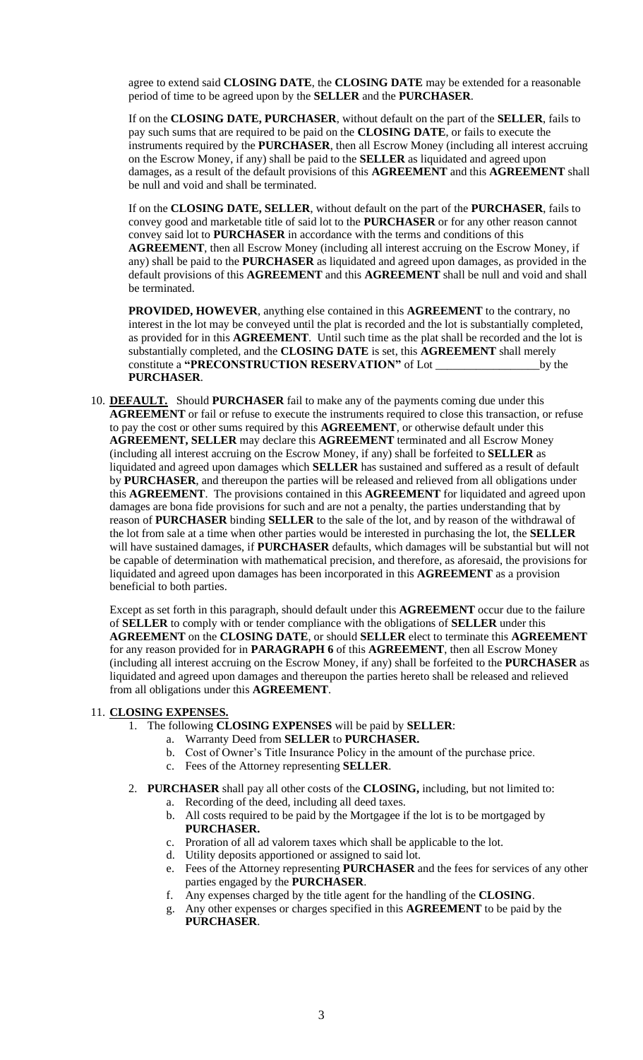agree to extend said **CLOSING DATE**, the **CLOSING DATE** may be extended for a reasonable period of time to be agreed upon by the **SELLER** and the **PURCHASER**.

If on the **CLOSING DATE, PURCHASER**, without default on the part of the **SELLER**, fails to pay such sums that are required to be paid on the **CLOSING DATE**, or fails to execute the instruments required by the **PURCHASER**, then all Escrow Money (including all interest accruing on the Escrow Money, if any) shall be paid to the **SELLER** as liquidated and agreed upon damages, as a result of the default provisions of this **AGREEMENT** and this **AGREEMENT** shall be null and void and shall be terminated.

If on the **CLOSING DATE, SELLER**, without default on the part of the **PURCHASER**, fails to convey good and marketable title of said lot to the **PURCHASER** or for any other reason cannot convey said lot to **PURCHASER** in accordance with the terms and conditions of this **AGREEMENT**, then all Escrow Money (including all interest accruing on the Escrow Money, if any) shall be paid to the **PURCHASER** as liquidated and agreed upon damages, as provided in the default provisions of this **AGREEMENT** and this **AGREEMENT** shall be null and void and shall be terminated.

**PROVIDED, HOWEVER**, anything else contained in this **AGREEMENT** to the contrary, no interest in the lot may be conveyed until the plat is recorded and the lot is substantially completed, as provided for in this **AGREEMENT**. Until such time as the plat shall be recorded and the lot is substantially completed, and the **CLOSING DATE** is set, this **AGREEMENT** shall merely constitute a **"PRECONSTRUCTION RESERVATION"** of Lot __________________by the **PURCHASER**.

10. **DEFAULT.** Should **PURCHASER** fail to make any of the payments coming due under this **AGREEMENT** or fail or refuse to execute the instruments required to close this transaction, or refuse to pay the cost or other sums required by this **AGREEMENT**, or otherwise default under this **AGREEMENT, SELLER** may declare this **AGREEMENT** terminated and all Escrow Money (including all interest accruing on the Escrow Money, if any) shall be forfeited to **SELLER** as liquidated and agreed upon damages which **SELLER** has sustained and suffered as a result of default by **PURCHASER**, and thereupon the parties will be released and relieved from all obligations under this **AGREEMENT**. The provisions contained in this **AGREEMENT** for liquidated and agreed upon damages are bona fide provisions for such and are not a penalty, the parties understanding that by reason of **PURCHASER** binding **SELLER** to the sale of the lot, and by reason of the withdrawal of the lot from sale at a time when other parties would be interested in purchasing the lot, the **SELLER** will have sustained damages, if **PURCHASER** defaults, which damages will be substantial but will not be capable of determination with mathematical precision, and therefore, as aforesaid, the provisions for liquidated and agreed upon damages has been incorporated in this **AGREEMENT** as a provision beneficial to both parties.

    Except as set forth in this paragraph, should default under this **AGREEMENT** occur due to the failure of **SELLER** to comply with or tender compliance with the obligations of **SELLER** under this **AGREEMENT** on the **CLOSING DATE**, or should **SELLER** elect to terminate this **AGREEMENT** for any reason provided for in **PARAGRAPH 6** of this **AGREEMENT**, then all Escrow Money (including all interest accruing on the Escrow Money, if any) shall be forfeited to the **PURCHASER** as liquidated and agreed upon damages and thereupon the parties hereto shall be released and relieved from all obligations under this **AGREEMENT**.

11. **CLOSING EXPENSES.**
    1. The following **CLOSING EXPENSES** will be paid by **SELLER**:
        a. Warranty Deed from **SELLER** to **PURCHASER.**
        b. Cost of Owner's Title Insurance Policy in the amount of the purchase price.
        c. Fees of the Attorney representing **SELLER**.
    2. **PURCHASER** shall pay all other costs of the **CLOSING,** including, but not limited to:
        a. Recording of the deed, including all deed taxes.
        b. All costs required to be paid by the Mortgagee if the lot is to be mortgaged by **PURCHASER.**
        c. Proration of all ad valorem taxes which shall be applicable to the lot.
        d. Utility deposits apportioned or assigned to said lot.
        e. Fees of the Attorney representing **PURCHASER** and the fees for services of any other parties engaged by the **PURCHASER**.
        f. Any expenses charged by the title agent for the handling of the **CLOSING**.
        g. Any other expenses or charges specified in this **AGREEMENT** to be paid by the **PURCHASER**.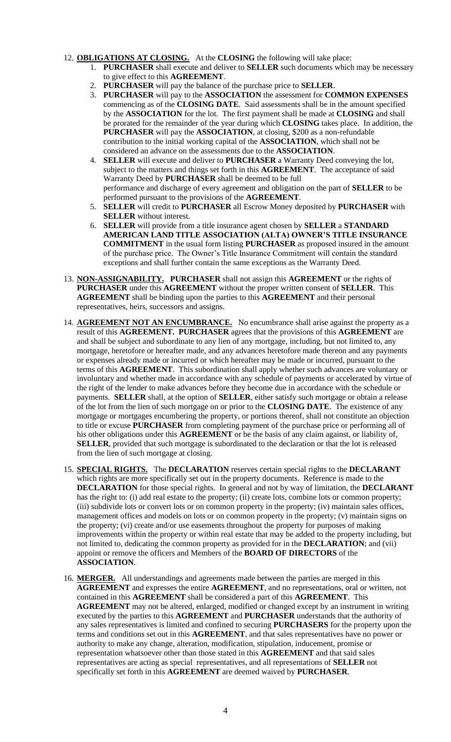12. **OBLIGATIONS AT CLOSING.** At the **CLOSING** the following will take place:
    1. **PURCHASER** shall execute and deliver to **SELLER** such documents which may be necessary to give effect to this **AGREEMENT**.
    2. **PURCHASER** will pay the balance of the purchase price to **SELLER**.
    3. **PURCHASER** will pay to the **ASSOCIATION** the assessment for **COMMON EXPENSES** commencing as of the **CLOSING DATE**. Said assessments shall be in the amount specified by the **ASSOCIATION** for the lot. The first payment shall be made at **CLOSING** and shall be prorated for the remainder of the year during which **CLOSING** takes place. In addition, the **PURCHASER** will pay the **ASSOCIATION**, at closing, $200 as a non-refundable contribution to the initial working capital of the **ASSOCIATION**, which shall not be considered an advance on the assessments due to the **ASSOCIATION**.
    4. **SELLER** will execute and deliver to **PURCHASER** a Warranty Deed conveying the lot, subject to the matters and things set forth in this **AGREEMENT**. The acceptance of said Warranty Deed by **PURCHASER** shall be deemed to be full performance and discharge of every agreement and obligation on the part of **SELLER** to be performed pursuant to the provisions of the **AGREEMENT**.
    5. **SELLER** will credit to **PURCHASER** all Escrow Money deposited by **PURCHASER** with **SELLER** without interest.
    6. **SELLER** will provide from a title insurance agent chosen by **SELLER** a **STANDARD AMERICAN LAND TITLE ASSOCIATION (ALTA) OWNER'S TITLE INSURANCE COMMITMENT** in the usual form listing **PURCHASER** as proposed insured in the amount of the purchase price. The Owner's Title Insurance Commitment will contain the standard exceptions and shall further contain the same exceptions as the Warranty Deed.

13. **NON-ASSIGNABILITY. PURCHASER** shall not assign this **AGREEMENT** or the rights of **PURCHASER** under this **AGREEMENT** without the proper written consent of **SELLER**. This **AGREEMENT** shall be binding upon the parties to this **AGREEMENT** and their personal representatives, heirs, successors and assigns.

14. **AGREEMENT NOT AN ENCUMBRANCE.** No encumbrance shall arise against the property as a result of this **AGREEMENT. PURCHASER** agrees that the provisions of this **AGREEMENT** are and shall be subject and subordinate to any lien of any mortgage, including, but not limited to, any mortgage, heretofore or hereafter made, and any advances heretofore made thereon and any payments or expenses already made or incurred or which hereafter may be made or incurred, pursuant to the terms of this **AGREEMENT**. This subordination shall apply whether such advances are voluntary or involuntary and whether made in accordance with any schedule of payments or accelerated by virtue of the right of the lender to make advances before they become due in accordance with the schedule or payments. **SELLER** shall, at the option of **SELLER**, either satisfy such mortgage or obtain a release of the lot from the lien of such mortgage on or prior to the **CLOSING DATE**. The existence of any mortgage or mortgages encumbering the property, or portions thereof, shall not constitute an objection to title or excuse **PURCHASER** from completing payment of the purchase price or performing all of his other obligations under this **AGREEMENT** or be the basis of any claim against, or liability of, **SELLER**, provided that such mortgage is subordinated to the declaration or that the lot is released from the lien of such mortgage at closing.

15. **SPECIAL RIGHTS.** The **DECLARATION** reserves certain special rights to the **DECLARANT** which rights are more specifically set out in the property documents. Reference is made to the **DECLARATION** for those special rights. In general and not by way of limitation, the **DECLARANT** has the right to: (i) add real estate to the property; (ii) create lots, combine lots or common property; (iii) subdivide lots or convert lots or on common property in the property; (iv) maintain sales offices, management offices and models on lots or on common property in the property; (v) maintain signs on the property; (vi) create and/or use easements throughout the property for purposes of making improvements within the property or within real estate that may be added to the property including, but not limited to, dedicating the common property as provided for in the **DECLARATION**; and (vii) appoint or remove the officers and Members of the **BOARD OF DIRECTORS** of the **ASSOCIATION**.

16. **MERGER.** All understandings and agreements made between the parties are merged in this **AGREEMENT** and expresses the entire **AGREEMENT**, and no representations, oral or written, not contained in this **AGREEMENT** shall be considered a part of this **AGREEMENT**. This **AGREEMENT** may not be altered, enlarged, modified or changed except by an instrument in writing executed by the parties to this **AGREEMENT** and **PURCHASER** understands that the authority of any sales representatives is limited and confined to securing **PURCHASERS** for the property upon the terms and conditions set out in this **AGREEMENT**, and that sales representatives have no power or authority to make any change, alteration, modification, stipulation, inducement, promise or representation whatsoever other than those stated in this **AGREEMENT** and that said sales representatives are acting as special representatives, and all representations of **SELLER** not specifically set forth in this **AGREEMENT** are deemed waived by **PURCHASER**.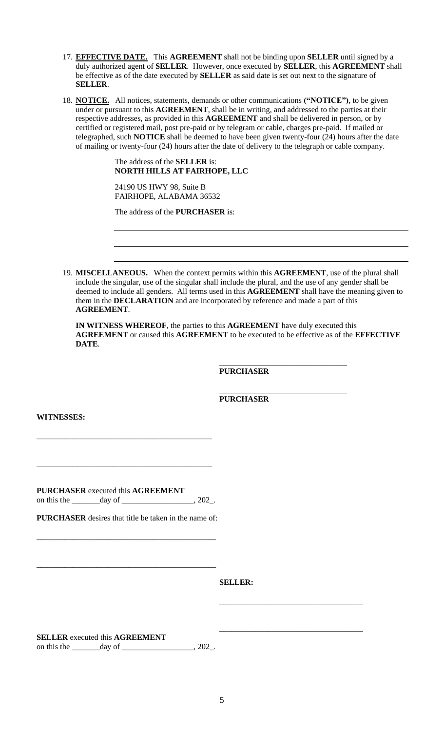17. **EFFECTIVE DATE.** This **AGREEMENT** shall not be binding upon **SELLER** until signed by a duly authorized agent of **SELLER**. However, once executed by **SELLER**, this **AGREEMENT** shall be effective as of the date executed by **SELLER** as said date is set out next to the signature of **SELLER**.

18. **NOTICE.** All notices, statements, demands or other communications **("NOTICE")**, to be given under or pursuant to this **AGREEMENT**, shall be in writing, and addressed to the parties at their respective addresses, as provided in this **AGREEMENT** and shall be delivered in person, or by certified or registered mail, post pre-paid or by telegram or cable, charges pre-paid. If mailed or telegraphed, such **NOTICE** shall be deemed to have been given twenty-four (24) hours after the date of mailing or twenty-four (24) hours after the date of delivery to the telegraph or cable company.

    The address of the **SELLER** is:
    **NORTH HILLS AT FAIRHOPE, LLC**

    24190 US HWY 98, Suite B
    FAIRHOPE, ALABAMA 36532

    The address of the **PURCHASER** is:

    ______________________________________________

    ______________________________________________

    ______________________________________________

19. **MISCELLANEOUS.** When the context permits within this **AGREEMENT**, use of the plural shall include the singular, use of the singular shall include the plural, and the use of any gender shall be deemed to include all genders. All terms used in this **AGREEMENT** shall have the meaning given to them in the **DECLARATION** and are incorporated by reference and made a part of this **AGREEMENT**.

    **IN WITNESS WHEREOF**, the parties to this **AGREEMENT** have duly executed this **AGREEMENT** or caused this **AGREEMENT** to be executed to be effective as of the **EFFECTIVE DATE**.

_______________________________
**PURCHASER**

_______________________________
**PURCHASER**

**WITNESSES:**

____________________________________________

____________________________________________

**PURCHASER** executed this **AGREEMENT**
on this the _______day of _________________, 202_.

**PURCHASER** desires that title be taken in the name of:

_____________________________________________

_____________________________________________

**SELLER:**

__________________________________

__________________________________

**SELLER** executed this **AGREEMENT**
on this the _______day of _________________, 202_.